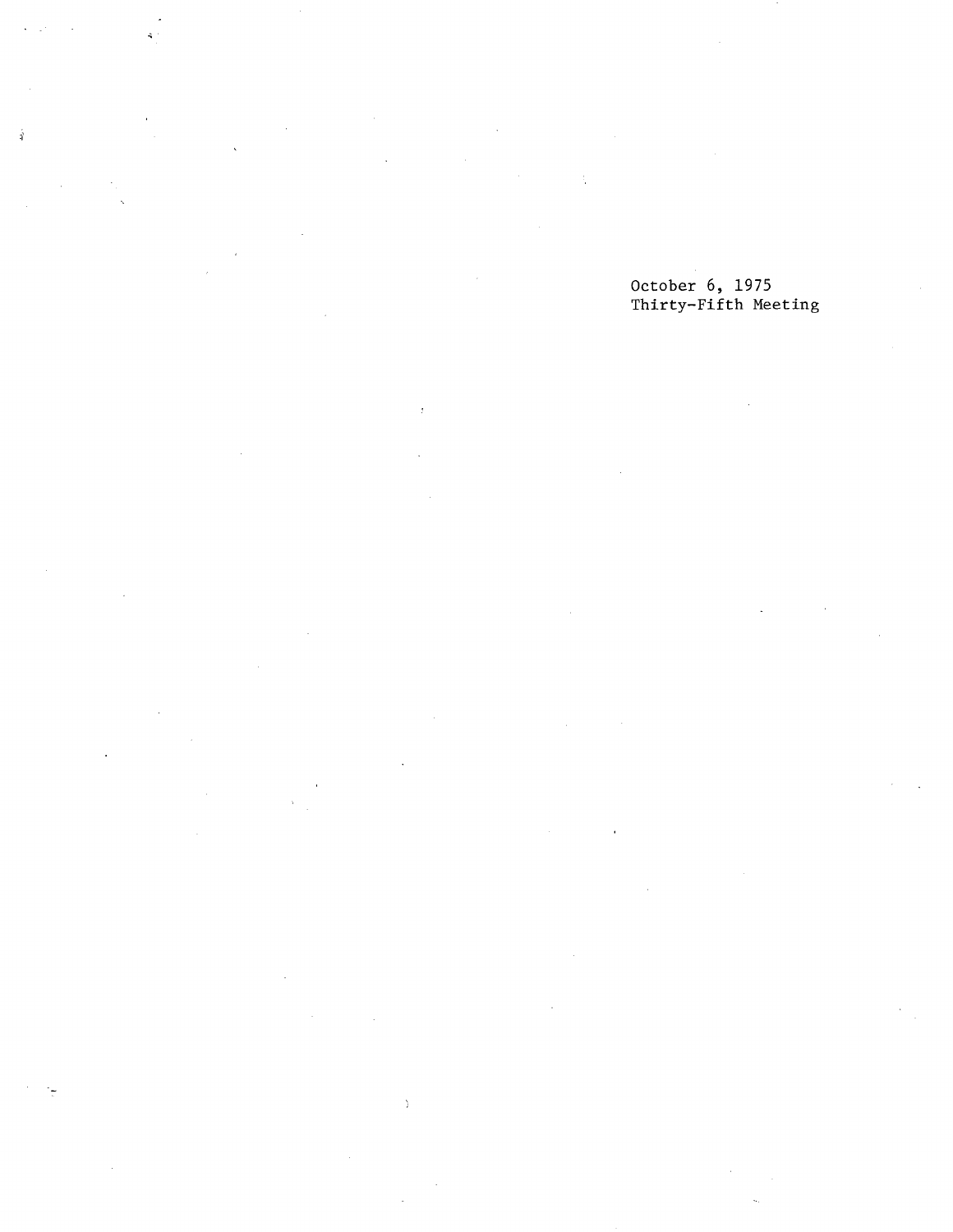October 6, 1975
Thirty-Fifth Meeting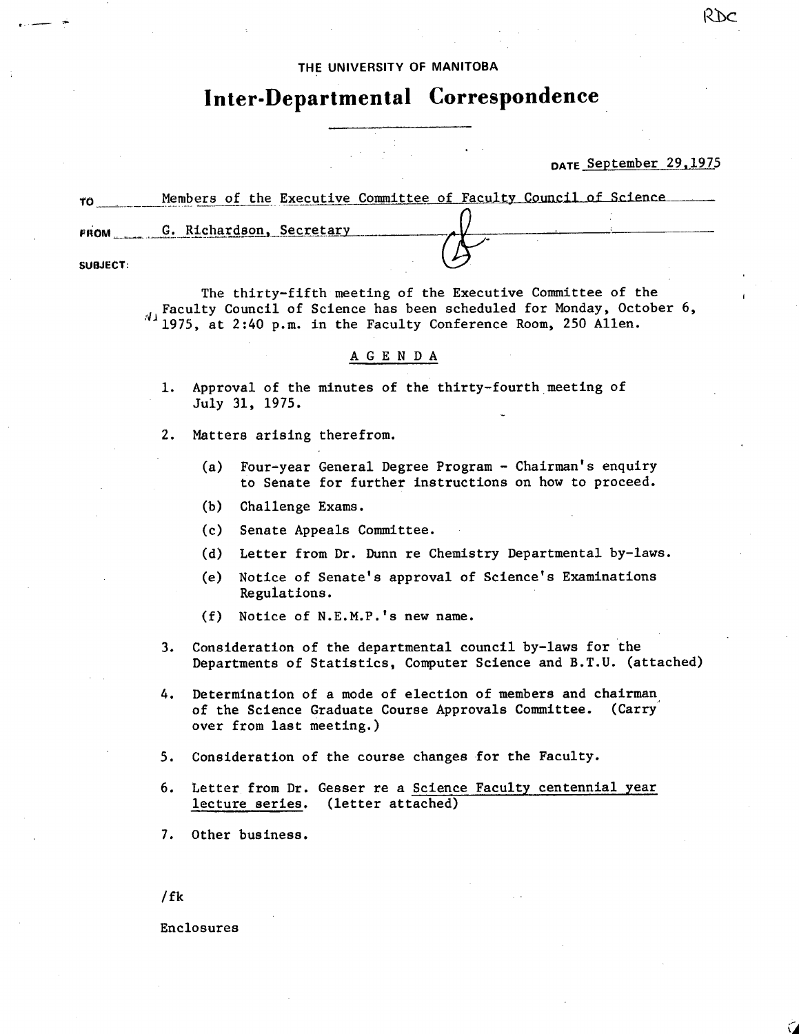RDC

THE UNIVERSITY OF MANITOBA

# Inter-Departmental Correspondence

DATE September 29,1975

TO Members of the Executive Committee of Faculty Council of Science

FROM G. Richardson, Secretary

SUBJECT:

The thirty-fifth meeting of the Executive Committee of the Faculty Council of Science has been scheduled for Monday, October 6, 1975, at 2:40 p.m. in the Faculty Conference Room, 250 Allen.

## A G E N D A

1. Approval of the minutes of the thirty-fourth meeting of July 31, 1975.

2. Matters arising therefrom.

   (a) Four-year General Degree Program - Chairman's enquiry to Senate for further instructions on how to proceed.

   (b) Challenge Exams.

   (c) Senate Appeals Committee.

   (d) Letter from Dr. Dunn re Chemistry Departmental by-laws.

   (e) Notice of Senate's approval of Science's Examinations Regulations.

   (f) Notice of N.E.M.P.'s new name.

3. Consideration of the departmental council by-laws for the Departments of Statistics, Computer Science and B.T.U. (attached)

4. Determination of a mode of election of members and chairman of the Science Graduate Course Approvals Committee. (Carry over from last meeting.)

5. Consideration of the course changes for the Faculty.

6. Letter from Dr. Gesser re a Science Faculty centennial year lecture series. (letter attached)

7. Other business.

/fk

Enclosures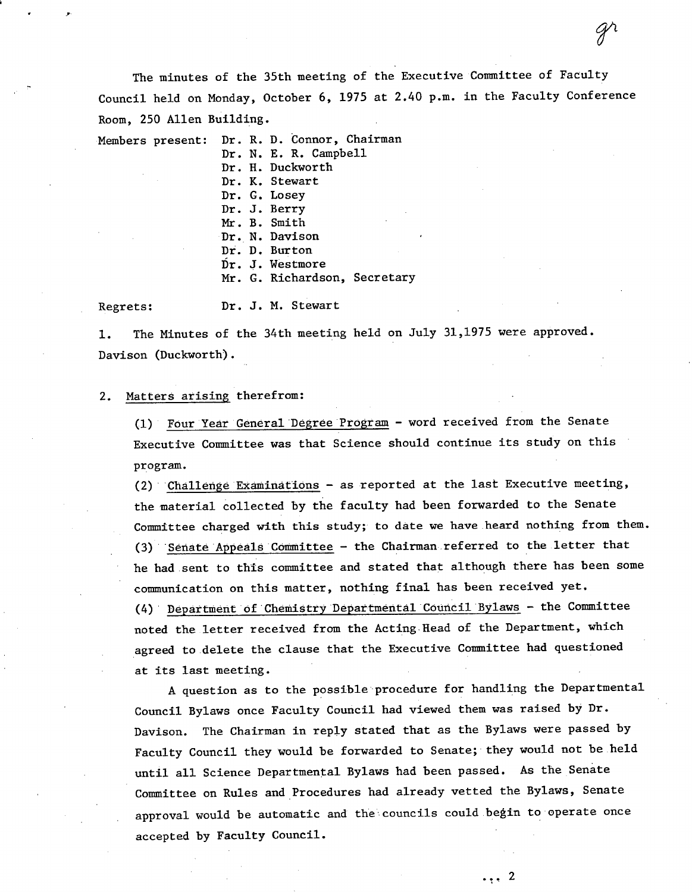The minutes of the 35th meeting of the Executive Committee of Faculty Council held on Monday, October 6, 1975 at 2.40 p.m. in the Faculty Conference Room, 250 Allen Building.

Members present: Dr. R. D. Connor, Chairman
Dr. N. E. R. Campbell
Dr. H. Duckworth
Dr. K. Stewart
Dr. G. Losey
Dr. J. Berry
Mr. B. Smith
Dr. N. Davison
Dr. D. Burton
Dr. J. Westmore
Mr. G. Richardson, Secretary

Regrets: Dr. J. M. Stewart

1. The Minutes of the 34th meeting held on July 31,1975 were approved. Davison (Duckworth).

2. Matters arising therefrom:

(1) Four Year General Degree Program - word received from the Senate Executive Committee was that Science should continue its study on this program.

(2) Challenge Examinations - as reported at the last Executive meeting, the material collected by the faculty had been forwarded to the Senate Committee charged with this study; to date we have heard nothing from them.

(3) Senate Appeals Committee - the Chairman referred to the letter that he had sent to this committee and stated that although there has been some communication on this matter, nothing final has been received yet.

(4) Department of Chemistry Departmental Council Bylaws - the Committee noted the letter received from the Acting Head of the Department, which agreed to delete the clause that the Executive Committee had questioned at its last meeting.

A question as to the possible procedure for handling the Departmental Council Bylaws once Faculty Council had viewed them was raised by Dr. Davison. The Chairman in reply stated that as the Bylaws were passed by Faculty Council they would be forwarded to Senate; they would not be held until all Science Departmental Bylaws had been passed. As the Senate Committee on Rules and Procedures had already vetted the Bylaws, Senate approval would be automatic and the councils could begin to operate once accepted by Faculty Council.

... 2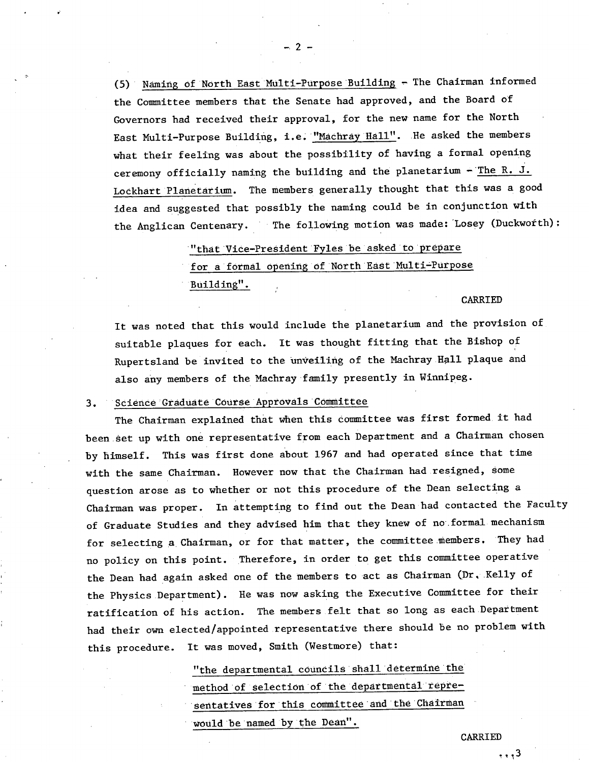(5) Naming of North East Multi-Purpose Building - The Chairman informed the Committee members that the Senate had approved, and the Board of Governors had received their approval, for the new name for the North East Multi-Purpose Building, i.e. "Machray Hall". He asked the members what their feeling was about the possibility of having a formal opening ceremony officially naming the building and the planetarium - The R. J. Lockhart Planetarium. The members generally thought that this was a good idea and suggested that possibly the naming could be in conjunction with the Anglican Centenary. The following motion was made: Losey (Duckworth):

> "that Vice-President Fyles be asked to prepare for a formal opening of North East Multi-Purpose Building".

CARRIED

It was noted that this would include the planetarium and the provision of suitable plaques for each. It was thought fitting that the Bishop of Rupertsland be invited to the unveiling of the Machray Hall plaque and also any members of the Machray family presently in Winnipeg.

3. Science Graduate Course Approvals Committee

The Chairman explained that when this committee was first formed it had been set up with one representative from each Department and a Chairman chosen by himself. This was first done about 1967 and had operated since that time with the same Chairman. However now that the Chairman had resigned, some question arose as to whether or not this procedure of the Dean selecting a Chairman was proper. In attempting to find out the Dean had contacted the Faculty of Graduate Studies and they advised him that they knew of no formal mechanism for selecting a Chairman, or for that matter, the committee members. They had no policy on this point. Therefore, in order to get this committee operative the Dean had again asked one of the members to act as Chairman (Dr. Kelly of the Physics Department). He was now asking the Executive Committee for their ratification of his action. The members felt that so long as each Department had their own elected/appointed representative there should be no problem with this procedure. It was moved, Smith (Westmore) that:

> "the departmental councils shall determine the method of selection of the departmental representatives for this committee and the Chairman would be named by the Dean".

CARRIED

...3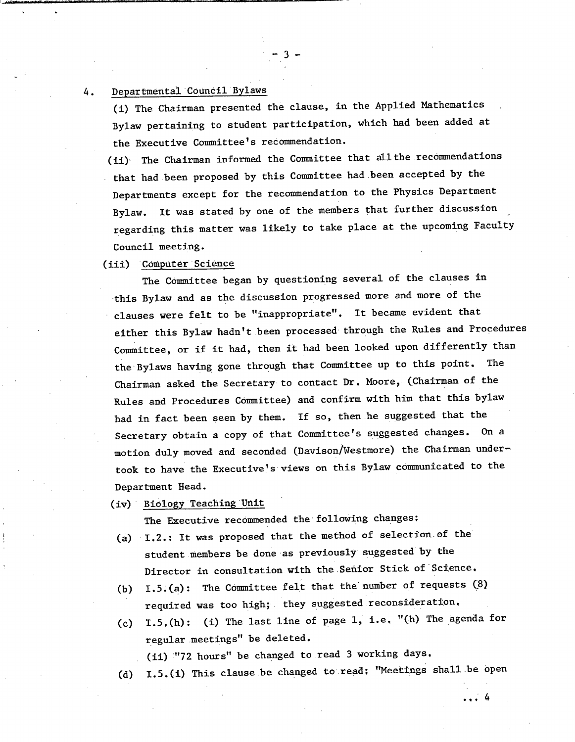4. Departmental Council Bylaws

(i) The Chairman presented the clause, in the Applied Mathematics Bylaw pertaining to student participation, which had been added at the Executive Committee's recommendation.

(ii) The Chairman informed the Committee that all the recommendations that had been proposed by this Committee had been accepted by the Departments except for the recommendation to the Physics Department Bylaw. It was stated by one of the members that further discussion regarding this matter was likely to take place at the upcoming Faculty Council meeting.

(iii) Computer Science

The Committee began by questioning several of the clauses in this Bylaw and as the discussion progressed more and more of the clauses were felt to be "inappropriate". It became evident that either this Bylaw hadn't been processed through the Rules and Procedures Committee, or if it had, then it had been looked upon differently than the Bylaws having gone through that Committee up to this point. The Chairman asked the Secretary to contact Dr. Moore, (Chairman of the Rules and Procedures Committee) and confirm with him that this bylaw had in fact been seen by them. If so, then he suggested that the Secretary obtain a copy of that Committee's suggested changes. On a motion duly moved and seconded (Davison/Westmore) the Chairman undertook to have the Executive's views on this Bylaw communicated to the Department Head.

(iv) Biology Teaching Unit

The Executive recommended the following changes:

(a) I.2.: It was proposed that the method of selection of the student members be done as previously suggested by the Director in consultation with the Senior Stick of Science.

(b) I.5.(a): The Committee felt that the number of requests (8) required was too high; they suggested reconsideration.

(c) I.5.(h): (i) The last line of page 1, i.e. "(h) The agenda for regular meetings" be deleted.

(ii) "72 hours" be changed to read 3 working days.

(d) I.5.(i) This clause be changed to read: "Meetings shall be open

... 4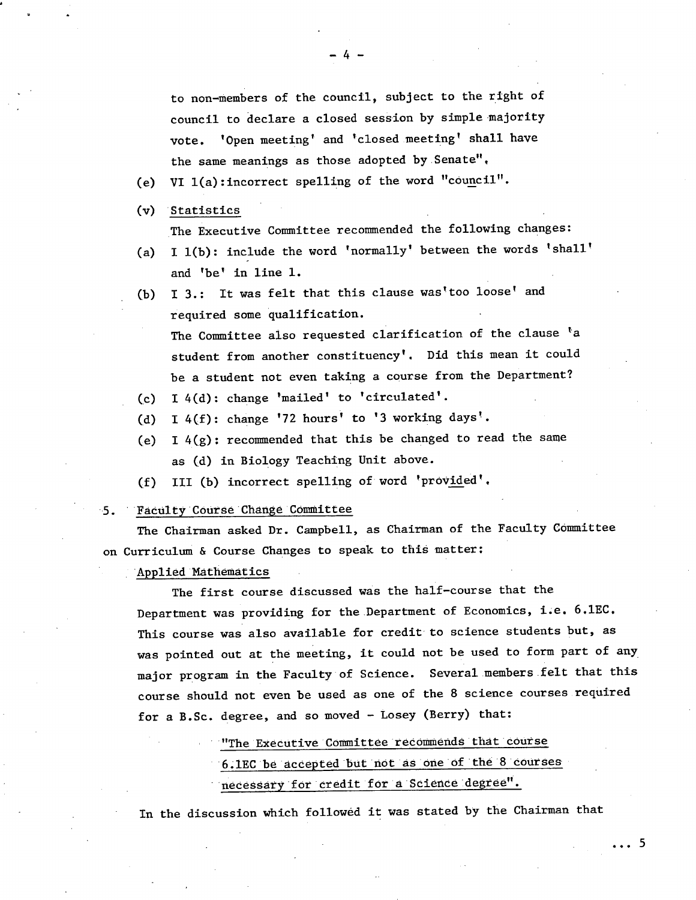to non-members of the council, subject to the right of council to declare a closed session by simple majority vote. 'Open meeting' and 'closed meeting' shall have the same meanings as those adopted by Senate".

(e) VI 1(a):incorrect spelling of the word "co<u>un</u>cil".

(v) <u>Statistics</u>

The Executive Committee recommended the following changes:

(a) I 1(b): include the word 'normally' between the words 'shall' and 'be' in line 1.

(b) I 3.: It was felt that this clause was'too loose' and required some qualification.
The Committee also requested clarification of the clause 'a student from another constituency'. Did this mean it could be a student not even taking a course from the Department?

(c) I 4(d): change 'mailed' to 'circulated'.

(d) I 4(f): change '72 hours' to '3 working days'.

(e) I 4(g): recommended that this be changed to read the same as (d) in Biology Teaching Unit above.

(f) III (b) incorrect spelling of word 'prov<u>id</u>ed'.

5. <u>Faculty Course Change Committee</u>

The Chairman asked Dr. Campbell, as Chairman of the Faculty Committee on Curriculum & Course Changes to speak to this matter:

<u>Applied Mathematics</u>

The first course discussed was the half-course that the Department was providing for the Department of Economics, i.e. 6.1EC. This course was also available for credit to science students but, as was pointed out at the meeting, it could not be used to form part of any major program in the Faculty of Science. Several members felt that this course should not even be used as one of the 8 science courses required for a B.Sc. degree, and so moved - Losey (Berry) that:

> <u>"The Executive Committee recommends that course 6.1EC be accepted but not as one of the 8 courses necessary for credit for a Science degree".</u>

In the discussion which followed it was stated by the Chairman that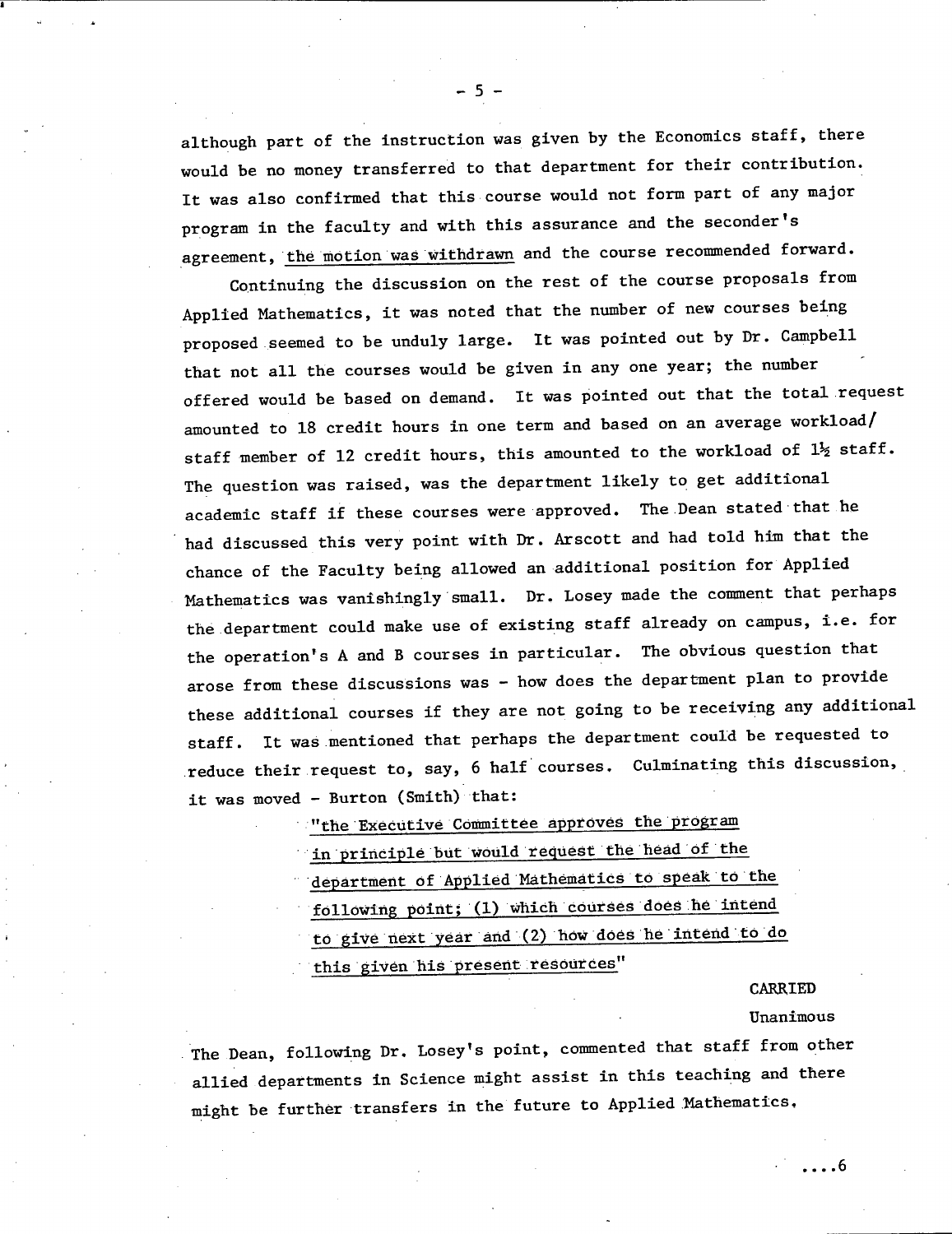although part of the instruction was given by the Economics staff, there would be no money transferred to that department for their contribution. It was also confirmed that this course would not form part of any major program in the faculty and with this assurance and the seconder's agreement, the motion was withdrawn and the course recommended forward.

Continuing the discussion on the rest of the course proposals from Applied Mathematics, it was noted that the number of new courses being proposed seemed to be unduly large. It was pointed out by Dr. Campbell that not all the courses would be given in any one year; the number offered would be based on demand. It was pointed out that the total request amounted to 18 credit hours in one term and based on an average workload/staff member of 12 credit hours, this amounted to the workload of 1½ staff. The question was raised, was the department likely to get additional academic staff if these courses were approved. The Dean stated that he had discussed this very point with Dr. Arscott and had told him that the chance of the Faculty being allowed an additional position for Applied Mathematics was vanishingly small. Dr. Losey made the comment that perhaps the department could make use of existing staff already on campus, i.e. for the operation's A and B courses in particular. The obvious question that arose from these discussions was - how does the department plan to provide these additional courses if they are not going to be receiving any additional staff. It was mentioned that perhaps the department could be requested to reduce their request to, say, 6 half courses. Culminating this discussion, it was moved - Burton (Smith) that:

> "the Executive Committee approves the program in principle but would request the head of the department of Applied Mathematics to speak to the following point; (1) which courses does he intend to give next year and (2) how does he intend to do this given his present resources"

CARRIED
Unanimous

The Dean, following Dr. Losey's point, commented that staff from other allied departments in Science might assist in this teaching and there might be further transfers in the future to Applied Mathematics.

....6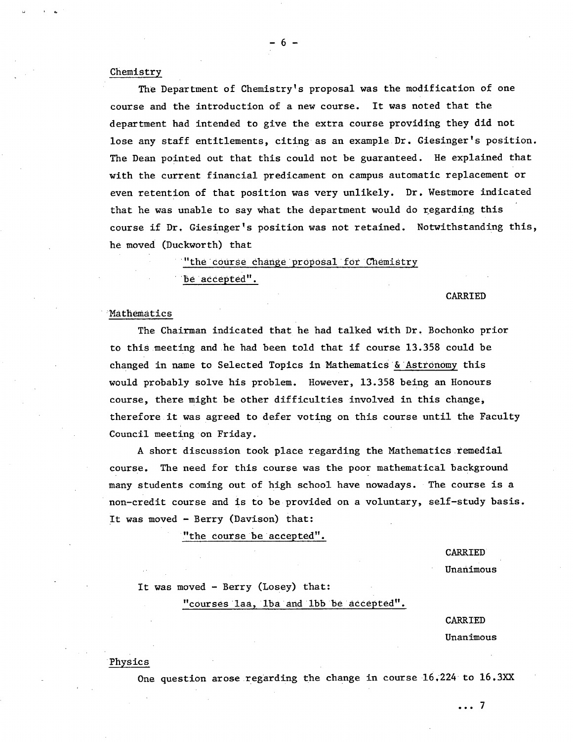## Chemistry

The Department of Chemistry's proposal was the modification of one course and the introduction of a new course. It was noted that the department had intended to give the extra course providing they did not lose any staff entitlements, citing as an example Dr. Giesinger's position. The Dean pointed out that this could not be guaranteed. He explained that with the current financial predicament on campus automatic replacement or even retention of that position was very unlikely. Dr. Westmore indicated that he was unable to say what the department would do regarding this course if Dr. Giesinger's position was not retained. Notwithstanding this, he moved (Duckworth) that

"the course change proposal for Chemistry be accepted".

CARRIED

## Mathematics

The Chairman indicated that he had talked with Dr. Bochonko prior to this meeting and he had been told that if course 13.358 could be changed in name to Selected Topics in Mathematics & Astronomy this would probably solve his problem. However, 13.358 being an Honours course, there might be other difficulties involved in this change, therefore it was agreed to defer voting on this course until the Faculty Council meeting on Friday.

A short discussion took place regarding the Mathematics remedial course. The need for this course was the poor mathematical background many students coming out of high school have nowadays. The course is a non-credit course and is to be provided on a voluntary, self-study basis. It was moved - Berry (Davison) that:

"the course be accepted".

CARRIED
Unanimous

It was moved - Berry (Losey) that:

"courses laa, lba and lbb be accepted".

CARRIED
Unanimous

## Physics

One question arose regarding the change in course 16.224 to 16.3XX

... 7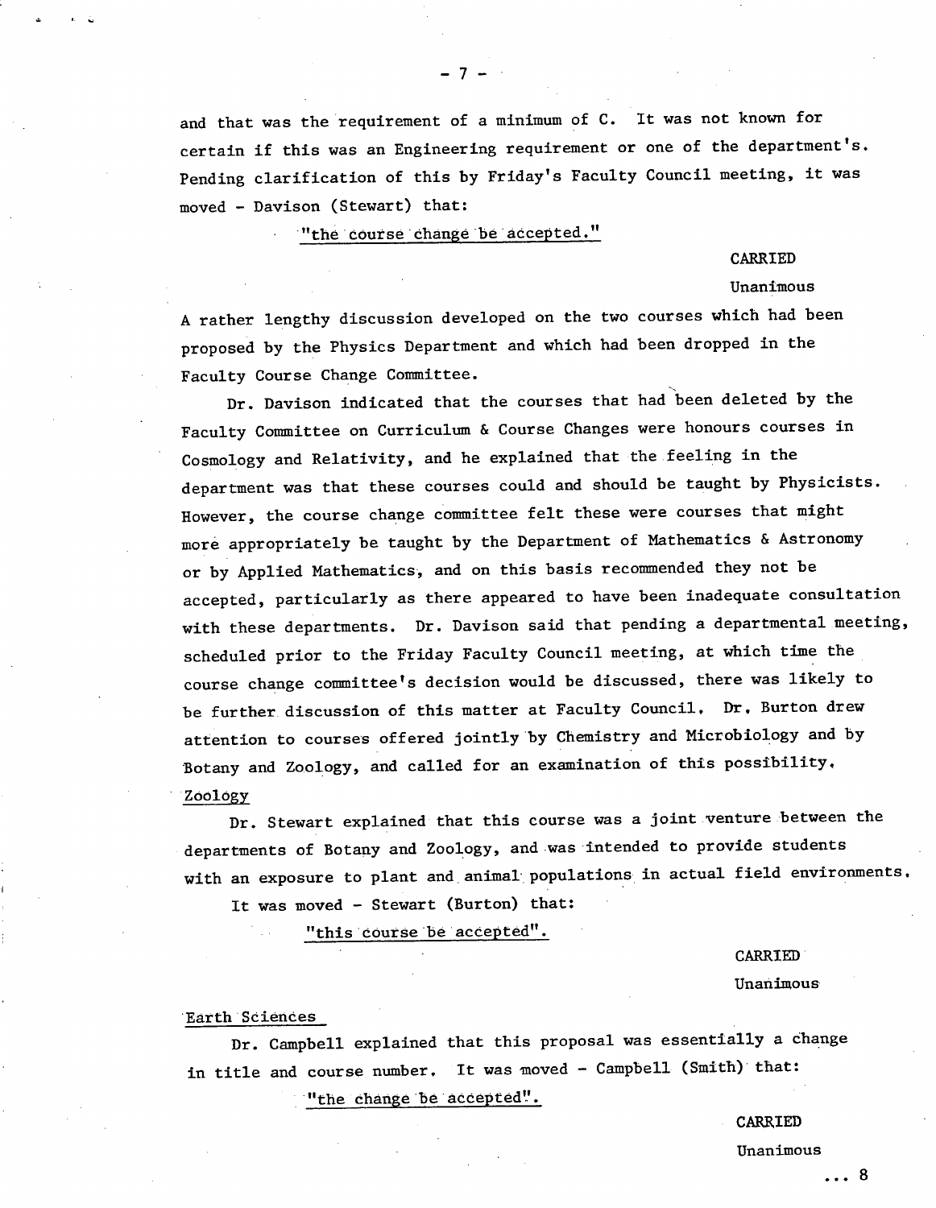and that was the requirement of a minimum of C. It was not known for certain if this was an Engineering requirement or one of the department's. Pending clarification of this by Friday's Faculty Council meeting, it was moved - Davison (Stewart) that:

"the course change be accepted."

CARRIED
Unanimous

A rather lengthy discussion developed on the two courses which had been proposed by the Physics Department and which had been dropped in the Faculty Course Change Committee.

Dr. Davison indicated that the courses that had been deleted by the Faculty Committee on Curriculum & Course Changes were honours courses in Cosmology and Relativity, and he explained that the feeling in the department was that these courses could and should be taught by Physicists. However, the course change committee felt these were courses that might more appropriately be taught by the Department of Mathematics & Astronomy or by Applied Mathematics, and on this basis recommended they not be accepted, particularly as there appeared to have been inadequate consultation with these departments. Dr. Davison said that pending a departmental meeting, scheduled prior to the Friday Faculty Council meeting, at which time the course change committee's decision would be discussed, there was likely to be further discussion of this matter at Faculty Council. Dr. Burton drew attention to courses offered jointly by Chemistry and Microbiology and by Botany and Zoology, and called for an examination of this possibility.

Zoology

Dr. Stewart explained that this course was a joint venture between the departments of Botany and Zoology, and was intended to provide students with an exposure to plant and animal populations in actual field environments.

It was moved - Stewart (Burton) that:

"this course be accepted".

CARRIED
Unanimous

Earth Sciences

Dr. Campbell explained that this proposal was essentially a change in title and course number. It was moved - Campbell (Smith) that:

"the change be accepted".

CARRIED
Unanimous

... 8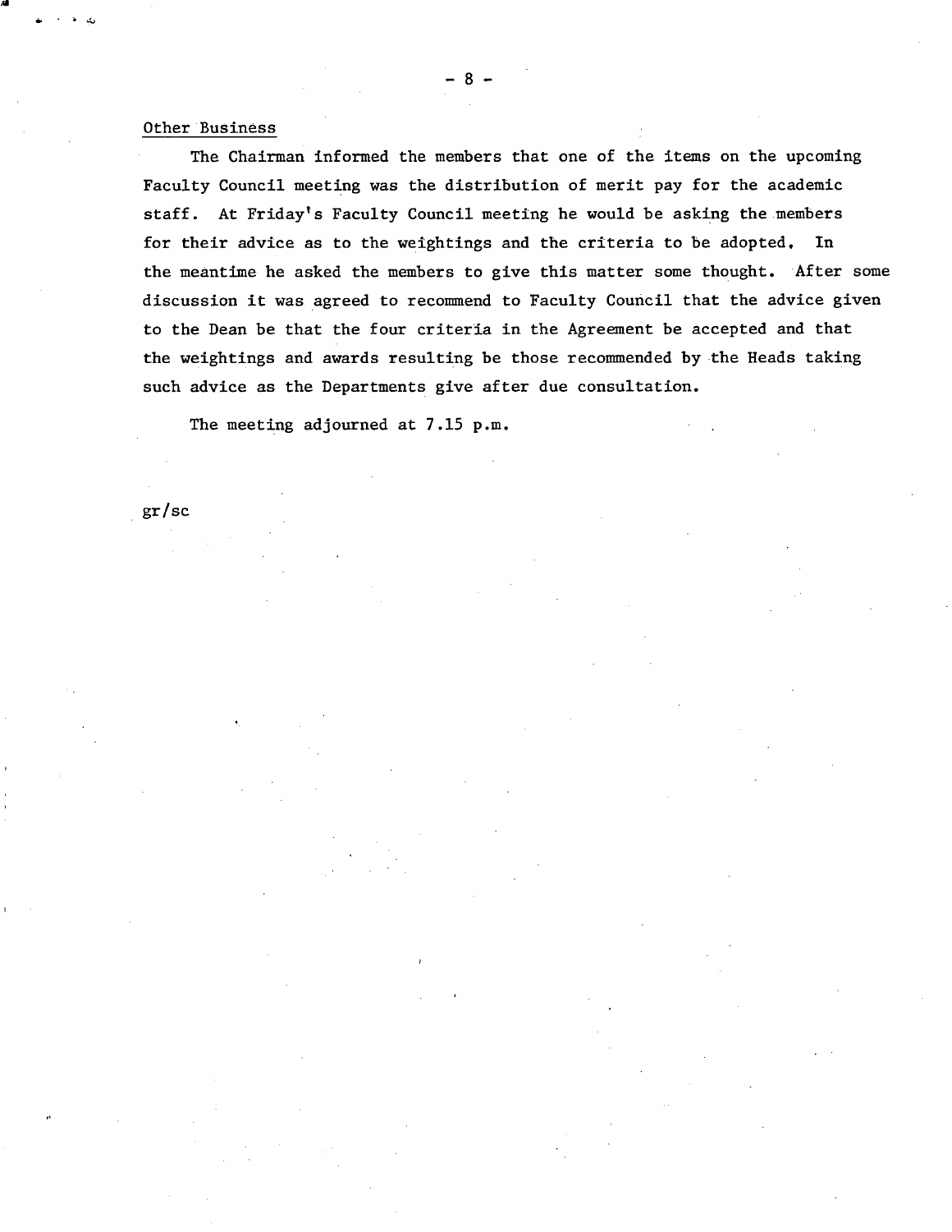## Other Business

The Chairman informed the members that one of the items on the upcoming Faculty Council meeting was the distribution of merit pay for the academic staff. At Friday's Faculty Council meeting he would be asking the members for their advice as to the weightings and the criteria to be adopted. In the meantime he asked the members to give this matter some thought. After some discussion it was agreed to recommend to Faculty Council that the advice given to the Dean be that the four criteria in the Agreement be accepted and that the weightings and awards resulting be those recommended by the Heads taking such advice as the Departments give after due consultation.

The meeting adjourned at 7.15 p.m.

gr/sc